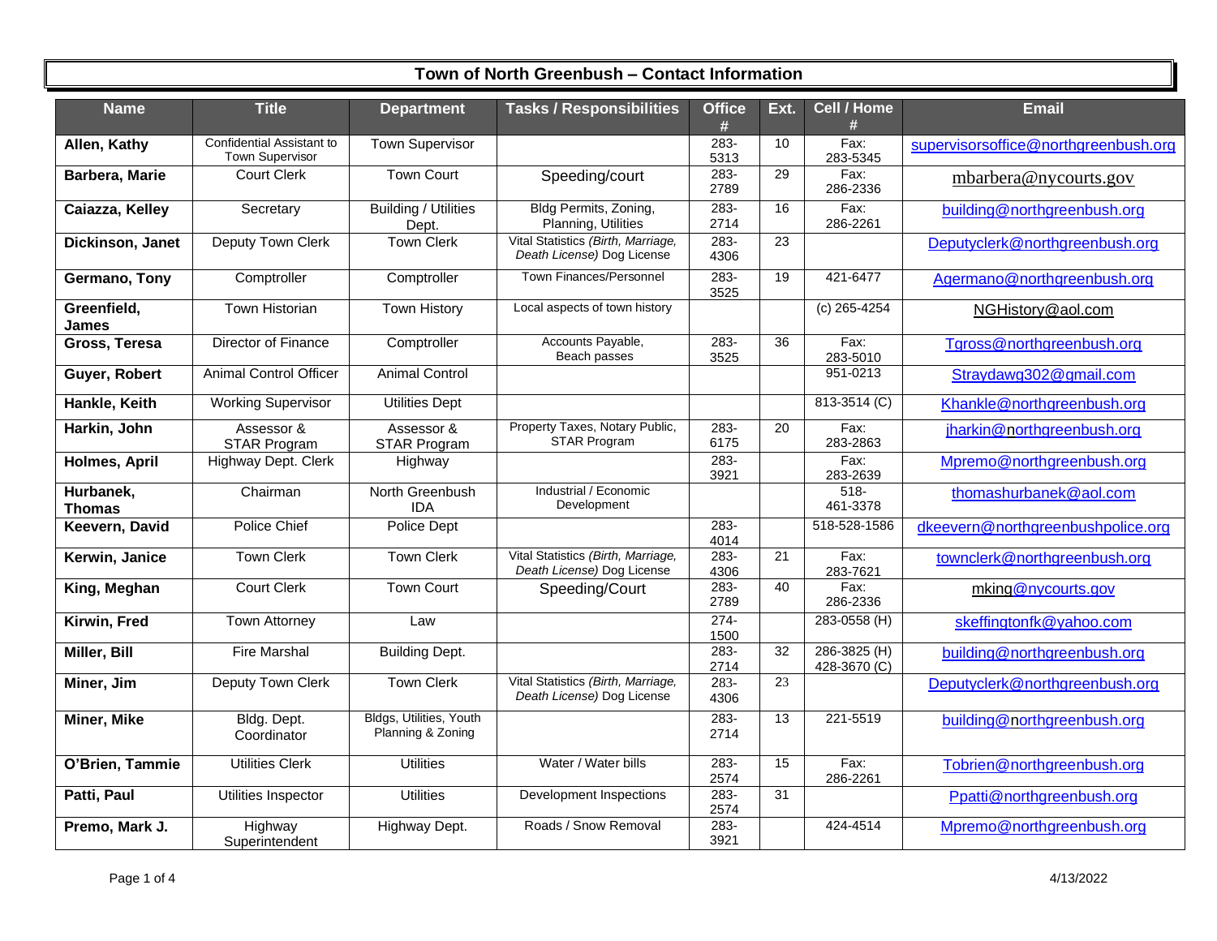# Town of North Greenbush – Contact Information

| Name | Title | Department | Tasks / Responsibilities | Office # | Ext. | Cell / Home # | Email |
|---|---|---|---|---|---|---|---|
| **Allen, Kathy** | Confidential Assistant to Town Supervisor | Town Supervisor | | 283-5313 | 10 | Fax: 283-5345 | supervisorsoffice@northgreenbush.org |
| **Barbera, Marie** | Court Clerk | Town Court | Speeding/court | 283-2789 | 29 | Fax: 286-2336 | mbarbera@nycourts.gov |
| **Caiazza, Kelley** | Secretary | Building / Utilities Dept. | Bldg Permits, Zoning, Planning, Utilities | 283-2714 | 16 | Fax: 286-2261 | building@northgreenbush.org |
| **Dickinson, Janet** | Deputy Town Clerk | Town Clerk | Vital Statistics *(Birth, Marriage, Death License)* Dog License | 283-4306 | 23 | | Deputyclerk@northgreenbush.org |
| **Germano, Tony** | Comptroller | Comptroller | Town Finances/Personnel | 283-3525 | 19 | 421-6477 | Agermano@northgreenbush.org |
| **Greenfield, James** | Town Historian | Town History | Local aspects of town history | | | (c) 265-4254 | NGHistory@aol.com |
| **Gross, Teresa** | Director of Finance | Comptroller | Accounts Payable, Beach passes | 283-3525 | 36 | Fax: 283-5010 | Tgross@northgreenbush.org |
| **Guyer, Robert** | Animal Control Officer | Animal Control | | | | 951-0213 | Straydawg302@gmail.com |
| **Hankle, Keith** | Working Supervisor | Utilities Dept | | | | 813-3514 (C) | Khankle@northgreenbush.org |
| **Harkin, John** | Assessor & STAR Program | Assessor & STAR Program | Property Taxes, Notary Public, STAR Program | 283-6175 | 20 | Fax: 283-2863 | jharkin@northgreenbush.org |
| **Holmes, April** | Highway Dept. Clerk | Highway | | 283-3921 | | Fax: 283-2639 | Mpremo@northgreenbush.org |
| **Hurbanek, Thomas** | Chairman | North Greenbush IDA | Industrial / Economic Development | | | 518-461-3378 | thomashurbanek@aol.com |
| **Keevern, David** | Police Chief | Police Dept | | 283-4014 | | 518-528-1586 | dkeevern@northgreenbushpolice.org |
| **Kerwin, Janice** | Town Clerk | Town Clerk | Vital Statistics *(Birth, Marriage, Death License)* Dog License | 283-4306 | 21 | Fax: 283-7621 | townclerk@northgreenbush.org |
| **King, Meghan** | Court Clerk | Town Court | Speeding/Court | 283-2789 | 40 | Fax: 286-2336 | mking@nycourts.gov |
| **Kirwin, Fred** | Town Attorney | Law | | 274-1500 | | 283-0558 (H) | skeffingtonfk@yahoo.com |
| **Miller, Bill** | Fire Marshal | Building Dept. | | 283-2714 | 32 | 286-3825 (H) 428-3670 (C) | building@northgreenbush.org |
| **Miner, Jim** | Deputy Town Clerk | Town Clerk | Vital Statistics *(Birth, Marriage, Death License)* Dog License | 283-4306 | 23 | | Deputyclerk@northgreenbush.org |
| **Miner, Mike** | Bldg. Dept. Coordinator | Bldgs, Utilities, Youth Planning & Zoning | | 283-2714 | 13 | 221-5519 | building@northgreenbush.org |
| **O'Brien, Tammie** | Utilities Clerk | Utilities | Water / Water bills | 283-2574 | 15 | Fax: 286-2261 | Tobrien@northgreenbush.org |
| **Patti, Paul** | Utilities Inspector | Utilities | Development Inspections | 283-2574 | 31 | | Ppatti@northgreenbush.org |
| **Premo, Mark J.** | Highway Superintendent | Highway Dept. | Roads / Snow Removal | 283-3921 | | 424-4514 | Mpremo@northgreenbush.org |

4/13/2022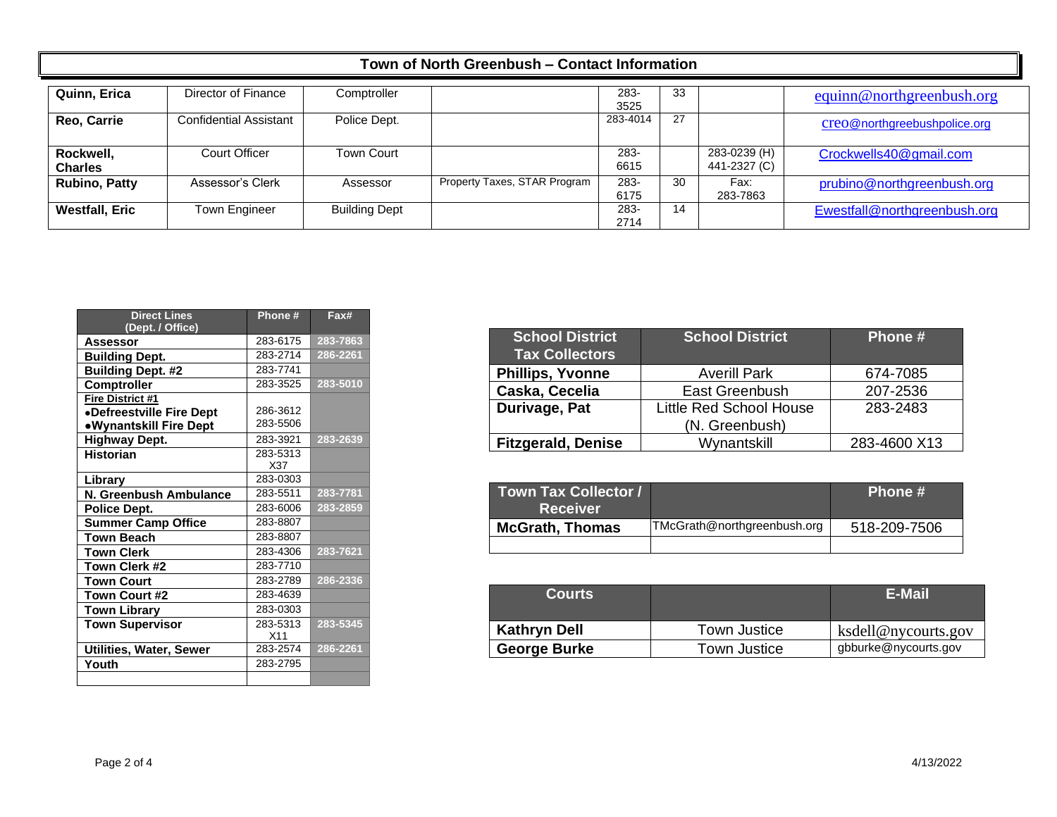## Town of North Greenbush – Contact Information

| | | | | | | | |
|---|---|---|---|---|---|---|---|
| **Quinn, Erica** | Director of Finance | Comptroller | | 283-3525 | 33 | | equinn@northgreenbush.org |
| **Reo, Carrie** | Confidential Assistant | Police Dept. | | 283-4014 | 27 | | creo@northgreenbushpolice.org |
| **Rockwell, Charles** | Court Officer | Town Court | | 283-6615 | | 283-0239 (H) 441-2327 (C) | Crockwells40@gmail.com |
| **Rubino, Patty** | Assessor's Clerk | Assessor | Property Taxes, STAR Program | 283-6175 | 30 | Fax: 283-7863 | prubino@northgreenbush.org |
| **Westfall, Eric** | Town Engineer | Building Dept | | 283-2714 | 14 | | Ewestfall@northgreenbush.org |

| Direct Lines (Dept. / Office) | Phone # | Fax# |
|---|---|---|
| **Assessor** | 283-6175 | 283-7863 |
| **Building Dept.** | 283-2714 | 286-2261 |
| **Building Dept. #2** | 283-7741 | |
| **Comptroller** | 283-3525 | 283-5010 |
| **Fire District #1** •**Defreestville Fire Dept** •**Wynantskill Fire Dept** | 286-3612 283-5506 | |
| **Highway Dept.** | 283-3921 | 283-2639 |
| **Historian** | 283-5313 X37 | |
| **Library** | 283-0303 | |
| **N. Greenbush Ambulance** | 283-5511 | 283-7781 |
| **Police Dept.** | 283-6006 | 283-2859 |
| **Summer Camp Office** | 283-8807 | |
| **Town Beach** | 283-8807 | |
| **Town Clerk** | 283-4306 | 283-7621 |
| **Town Clerk #2** | 283-7710 | |
| **Town Court** | 283-2789 | 286-2336 |
| **Town Court #2** | 283-4639 | |
| **Town Library** | 283-0303 | |
| **Town Supervisor** | 283-5313 X11 | 283-5345 |
| **Utilities, Water, Sewer** | 283-2574 | 286-2261 |
| **Youth** | 283-2795 | |
| | | |

| School District Tax Collectors | School District | Phone # |
|---|---|---|
| **Phillips, Yvonne** | Averill Park | 674-7085 |
| **Caska, Cecelia** | East Greenbush | 207-2536 |
| **Durivage, Pat** | Little Red School House (N. Greenbush) | 283-2483 |
| **Fitzgerald, Denise** | Wynantskill | 283-4600 X13 |

| Town Tax Collector / Receiver | | Phone # |
|---|---|---|
| **McGrath, Thomas** | TMcGrath@northgreenbush.org | 518-209-7506 |
| | | |

| Courts | | E-Mail |
|---|---|---|
| **Kathryn Dell** | Town Justice | ksdell@nycourts.gov |
| **George Burke** | Town Justice | gbburke@nycourts.gov |

4/13/2022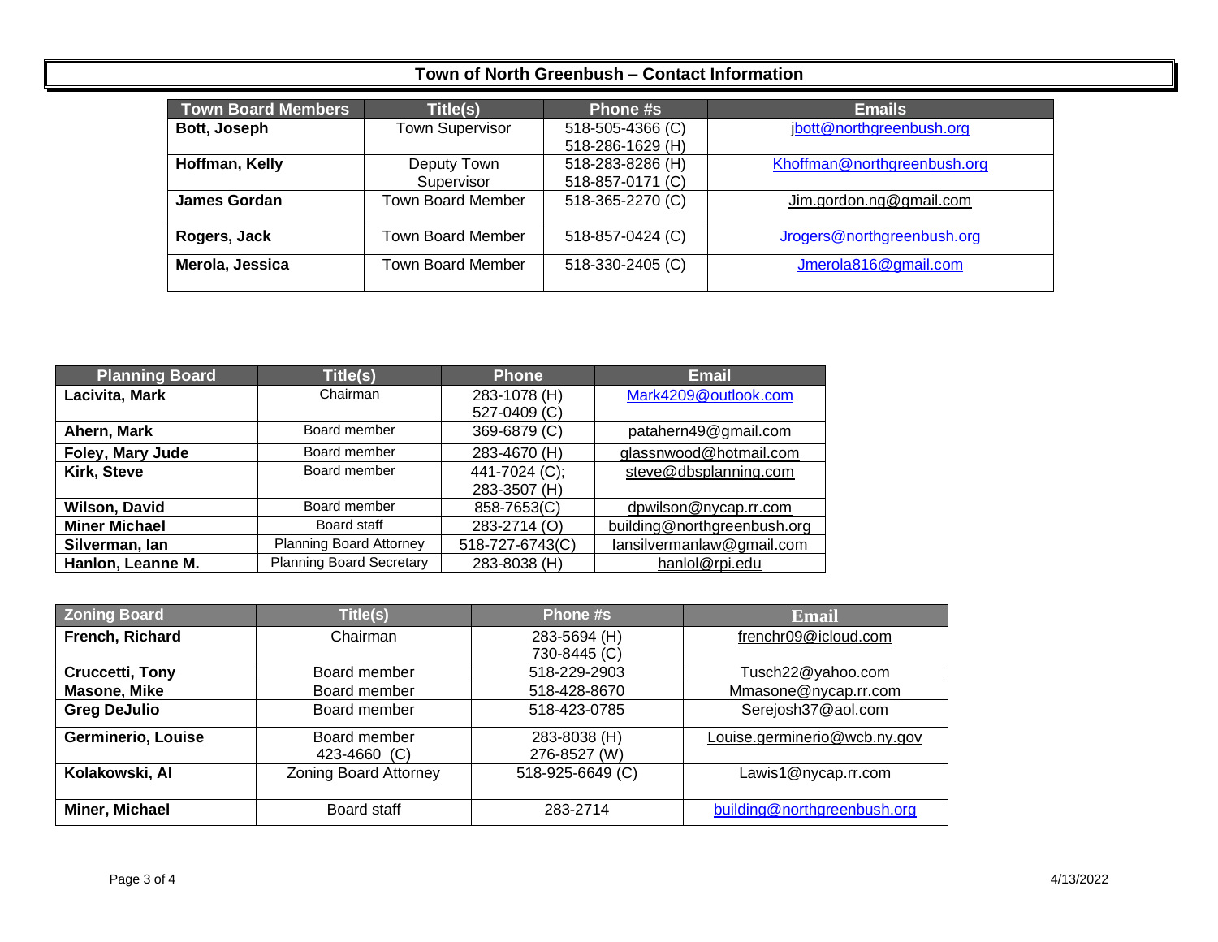# Town of North Greenbush – Contact Information

| Town Board Members | Title(s) | Phone #s | Emails |
|---|---|---|---|
| **Bott, Joseph** | Town Supervisor | 518-505-4366 (C)<br>518-286-1629 (H) | jbott@northgreenbush.org |
| **Hoffman, Kelly** | Deputy Town Supervisor | 518-283-8286 (H)<br>518-857-0171 (C) | Khoffman@northgreenbush.org |
| **James Gordan** | Town Board Member | 518-365-2270 (C) | Jim.gordon.ng@gmail.com |
| **Rogers, Jack** | Town Board Member | 518-857-0424 (C) | Jrogers@northgreenbush.org |
| **Merola, Jessica** | Town Board Member | 518-330-2405 (C) | Jmerola816@gmail.com |

| Planning Board | Title(s) | Phone | Email |
|---|---|---|---|
| **Lacivita, Mark** | Chairman | 283-1078 (H)<br>527-0409 (C) | Mark4209@outlook.com |
| **Ahern, Mark** | Board member | 369-6879 (C) | patahern49@gmail.com |
| **Foley, Mary Jude** | Board member | 283-4670 (H) | glassnwood@hotmail.com |
| **Kirk, Steve** | Board member | 441-7024 (C);<br>283-3507 (H) | steve@dbsplanning.com |
| **Wilson, David** | Board member | 858-7653(C) | dpwilson@nycap.rr.com |
| **Miner Michael** | Board staff | 283-2714 (O) | building@northgreenbush.org |
| **Silverman, Ian** | Planning Board Attorney | 518-727-6743(C) | Iansilvermanlaw@gmail.com |
| **Hanlon, Leanne M.** | Planning Board Secretary | 283-8038 (H) | hanlol@rpi.edu |

| Zoning Board | Title(s) | Phone #s | Email |
|---|---|---|---|
| **French, Richard** | Chairman | 283-5694 (H)<br>730-8445 (C) | frenchr09@icloud.com |
| **Cruccetti, Tony** | Board member | 518-229-2903 | Tusch22@yahoo.com |
| **Masone, Mike** | Board member | 518-428-8670 | Mmasone@nycap.rr.com |
| **Greg DeJulio** | Board member | 518-423-0785 | Serejosh37@aol.com |
| **Germinerio, Louise** | Board member<br>423-4660 (C) | 283-8038 (H)<br>276-8527 (W) | Louise.germinerio@wcb.ny.gov |
| **Kolakowski, Al** | Zoning Board Attorney | 518-925-6649 (C) | Lawis1@nycap.rr.com |
| **Miner, Michael** | Board staff | 283-2714 | building@northgreenbush.org |

4/13/2022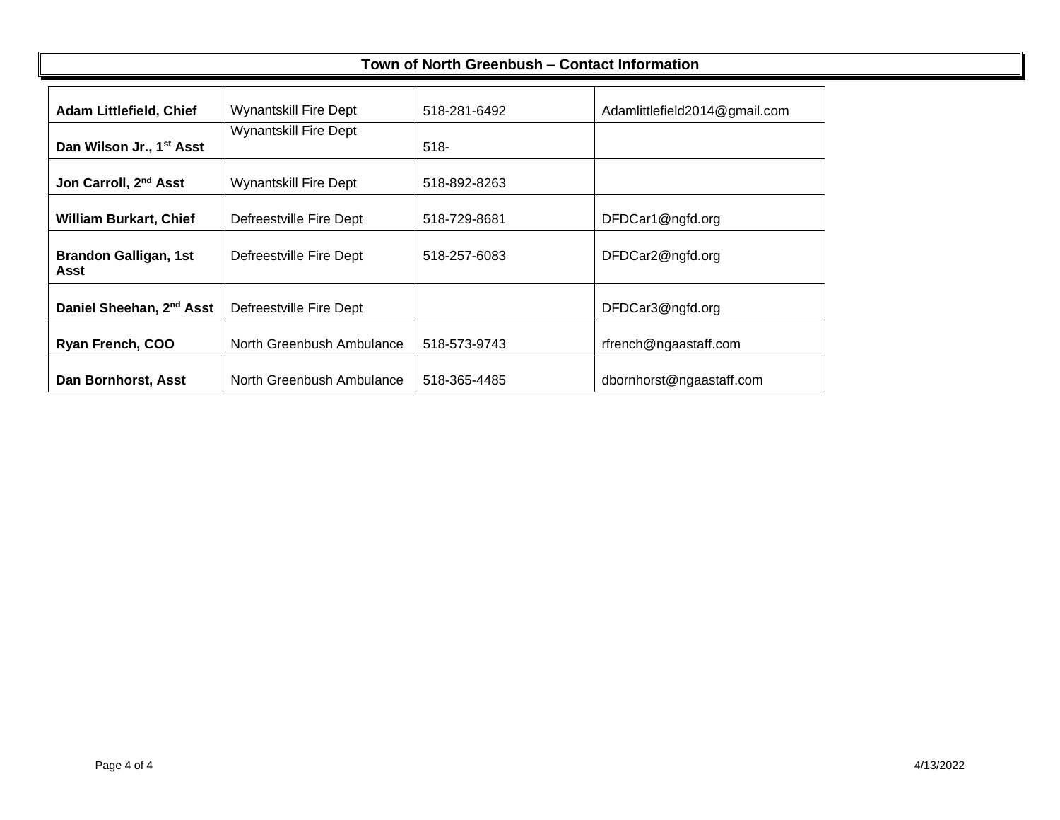## Town of North Greenbush – Contact Information

| | | | |
|---|---|---|---|
| **Adam Littlefield, Chief** | Wynantskill Fire Dept | 518-281-6492 | Adamlittlefield2014@gmail.com |
| **Dan Wilson Jr., 1st Asst** | Wynantskill Fire Dept | 518- | |
| **Jon Carroll, 2nd Asst** | Wynantskill Fire Dept | 518-892-8263 | |
| **William Burkart, Chief** | Defreestville Fire Dept | 518-729-8681 | DFDCar1@ngfd.org |
| **Brandon Galligan, 1st Asst** | Defreestville Fire Dept | 518-257-6083 | DFDCar2@ngfd.org |
| **Daniel Sheehan, 2nd Asst** | Defreestville Fire Dept | | DFDCar3@ngfd.org |
| **Ryan French, COO** | North Greenbush Ambulance | 518-573-9743 | rfrench@ngaastaff.com |
| **Dan Bornhorst, Asst** | North Greenbush Ambulance | 518-365-4485 | dbornhorst@ngaastaff.com |

4/13/2022